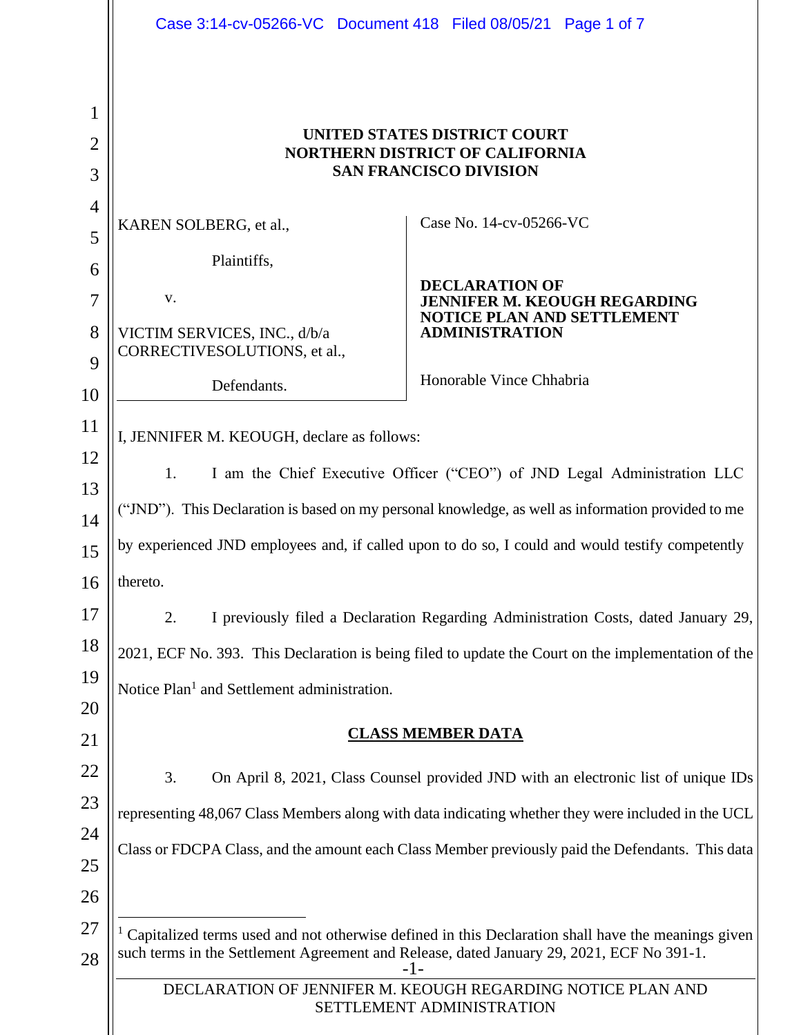**UNITED STATES DISTRICT COURT**
**NORTHERN DISTRICT OF CALIFORNIA**
**SAN FRANCISCO DIVISION**

| | |
|---|---|
| KAREN SOLBERG, et al., <br><br> Plaintiffs, <br><br> v. <br><br> VICTIM SERVICES, INC., d/b/a CORRECTIVESOLUTIONS, et al., <br><br> Defendants. | Case No. 14-cv-05266-VC <br><br> **DECLARATION OF JENNIFER M. KEOUGH REGARDING NOTICE PLAN AND SETTLEMENT ADMINISTRATION** <br><br> Honorable Vince Chhabria |

I, JENNIFER M. KEOUGH, declare as follows:

1. I am the Chief Executive Officer ("CEO") of JND Legal Administration LLC ("JND"). This Declaration is based on my personal knowledge, as well as information provided to me by experienced JND employees and, if called upon to do so, I could and would testify competently thereto.

2. I previously filed a Declaration Regarding Administration Costs, dated January 29, 2021, ECF No. 393. This Declaration is being filed to update the Court on the implementation of the Notice Plan[1] and Settlement administration.

## CLASS MEMBER DATA

3. On April 8, 2021, Class Counsel provided JND with an electronic list of unique IDs representing 48,067 Class Members along with data indicating whether they were included in the UCL Class or FDCPA Class, and the amount each Class Member previously paid the Defendants. This data

[1] Capitalized terms used and not otherwise defined in this Declaration shall have the meanings given such terms in the Settlement Agreement and Release, dated January 29, 2021, ECF No 391-1.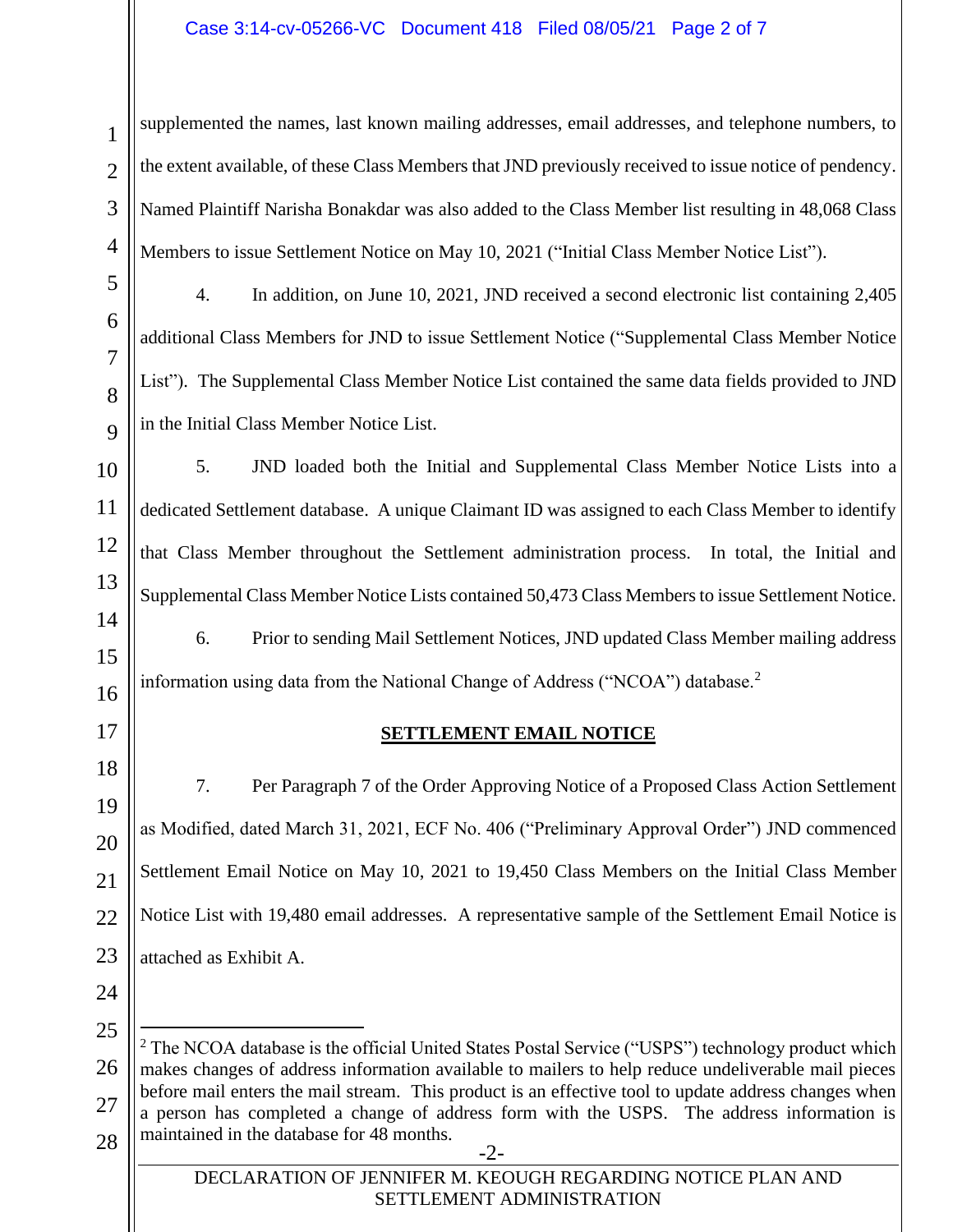supplemented the names, last known mailing addresses, email addresses, and telephone numbers, to the extent available, of these Class Members that JND previously received to issue notice of pendency. Named Plaintiff Narisha Bonakdar was also added to the Class Member list resulting in 48,068 Class Members to issue Settlement Notice on May 10, 2021 ("Initial Class Member Notice List").

4. In addition, on June 10, 2021, JND received a second electronic list containing 2,405 additional Class Members for JND to issue Settlement Notice ("Supplemental Class Member Notice List"). The Supplemental Class Member Notice List contained the same data fields provided to JND in the Initial Class Member Notice List.

5. JND loaded both the Initial and Supplemental Class Member Notice Lists into a dedicated Settlement database. A unique Claimant ID was assigned to each Class Member to identify that Class Member throughout the Settlement administration process. In total, the Initial and Supplemental Class Member Notice Lists contained 50,473 Class Members to issue Settlement Notice.

6. Prior to sending Mail Settlement Notices, JND updated Class Member mailing address information using data from the National Change of Address ("NCOA") database.[2]

## SETTLEMENT EMAIL NOTICE

7. Per Paragraph 7 of the Order Approving Notice of a Proposed Class Action Settlement as Modified, dated March 31, 2021, ECF No. 406 ("Preliminary Approval Order") JND commenced Settlement Email Notice on May 10, 2021 to 19,450 Class Members on the Initial Class Member Notice List with 19,480 email addresses. A representative sample of the Settlement Email Notice is attached as Exhibit A.

---

[2] The NCOA database is the official United States Postal Service ("USPS") technology product which makes changes of address information available to mailers to help reduce undeliverable mail pieces before mail enters the mail stream. This product is an effective tool to update address changes when a person has completed a change of address form with the USPS. The address information is maintained in the database for 48 months.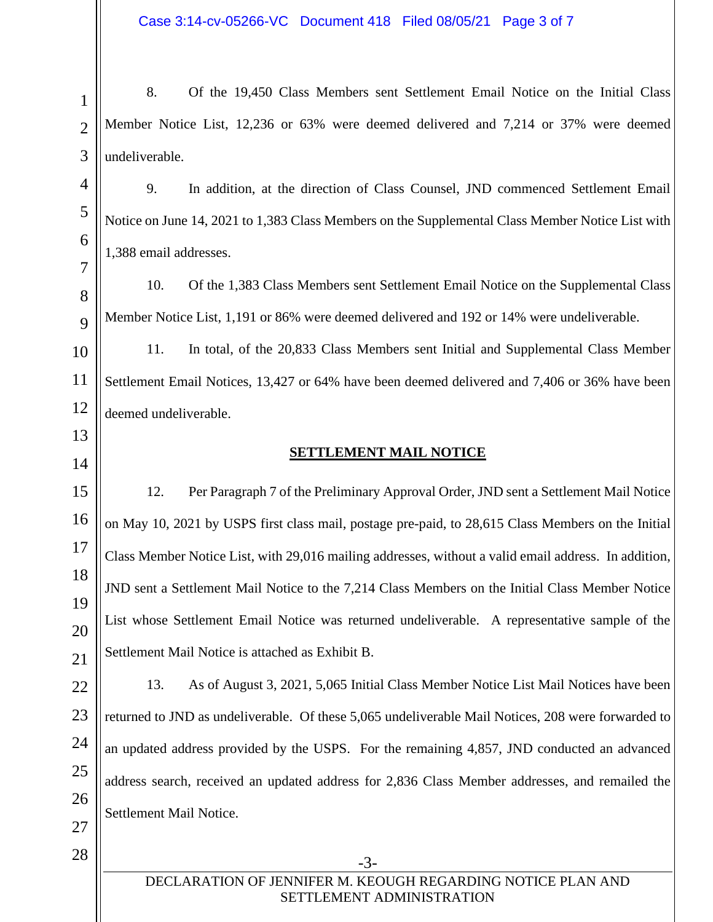8. Of the 19,450 Class Members sent Settlement Email Notice on the Initial Class Member Notice List, 12,236 or 63% were deemed delivered and 7,214 or 37% were deemed undeliverable.

9. In addition, at the direction of Class Counsel, JND commenced Settlement Email Notice on June 14, 2021 to 1,383 Class Members on the Supplemental Class Member Notice List with 1,388 email addresses.

10. Of the 1,383 Class Members sent Settlement Email Notice on the Supplemental Class Member Notice List, 1,191 or 86% were deemed delivered and 192 or 14% were undeliverable.

11. In total, of the 20,833 Class Members sent Initial and Supplemental Class Member Settlement Email Notices, 13,427 or 64% have been deemed delivered and 7,406 or 36% have been deemed undeliverable.

## SETTLEMENT MAIL NOTICE

12. Per Paragraph 7 of the Preliminary Approval Order, JND sent a Settlement Mail Notice on May 10, 2021 by USPS first class mail, postage pre-paid, to 28,615 Class Members on the Initial Class Member Notice List, with 29,016 mailing addresses, without a valid email address. In addition, JND sent a Settlement Mail Notice to the 7,214 Class Members on the Initial Class Member Notice List whose Settlement Email Notice was returned undeliverable. A representative sample of the Settlement Mail Notice is attached as Exhibit B.

13. As of August 3, 2021, 5,065 Initial Class Member Notice List Mail Notices have been returned to JND as undeliverable. Of these 5,065 undeliverable Mail Notices, 208 were forwarded to an updated address provided by the USPS. For the remaining 4,857, JND conducted an advanced address search, received an updated address for 2,836 Class Member addresses, and remailed the Settlement Mail Notice.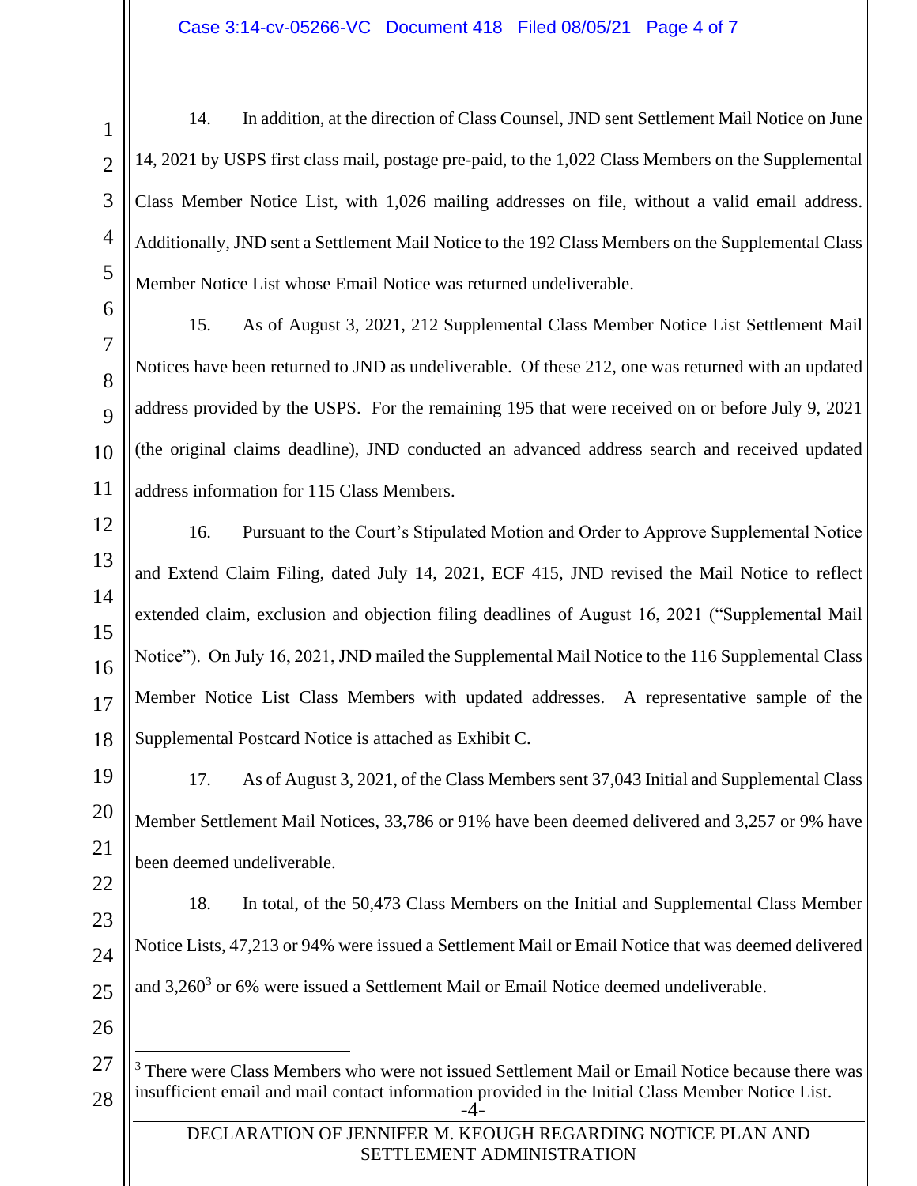14. In addition, at the direction of Class Counsel, JND sent Settlement Mail Notice on June 14, 2021 by USPS first class mail, postage pre-paid, to the 1,022 Class Members on the Supplemental Class Member Notice List, with 1,026 mailing addresses on file, without a valid email address. Additionally, JND sent a Settlement Mail Notice to the 192 Class Members on the Supplemental Class Member Notice List whose Email Notice was returned undeliverable.

15. As of August 3, 2021, 212 Supplemental Class Member Notice List Settlement Mail Notices have been returned to JND as undeliverable. Of these 212, one was returned with an updated address provided by the USPS. For the remaining 195 that were received on or before July 9, 2021 (the original claims deadline), JND conducted an advanced address search and received updated address information for 115 Class Members.

16. Pursuant to the Court's Stipulated Motion and Order to Approve Supplemental Notice and Extend Claim Filing, dated July 14, 2021, ECF 415, JND revised the Mail Notice to reflect extended claim, exclusion and objection filing deadlines of August 16, 2021 ("Supplemental Mail Notice"). On July 16, 2021, JND mailed the Supplemental Mail Notice to the 116 Supplemental Class Member Notice List Class Members with updated addresses. A representative sample of the Supplemental Postcard Notice is attached as Exhibit C.

17. As of August 3, 2021, of the Class Members sent 37,043 Initial and Supplemental Class Member Settlement Mail Notices, 33,786 or 91% have been deemed delivered and 3,257 or 9% have been deemed undeliverable.

18. In total, of the 50,473 Class Members on the Initial and Supplemental Class Member Notice Lists, 47,213 or 94% were issued a Settlement Mail or Email Notice that was deemed delivered and 3,260[3] or 6% were issued a Settlement Mail or Email Notice deemed undeliverable.

---

[3] There were Class Members who were not issued Settlement Mail or Email Notice because there was insufficient email and mail contact information provided in the Initial Class Member Notice List.

DECLARATION OF JENNIFER M. KEOUGH REGARDING NOTICE PLAN AND SETTLEMENT ADMINISTRATION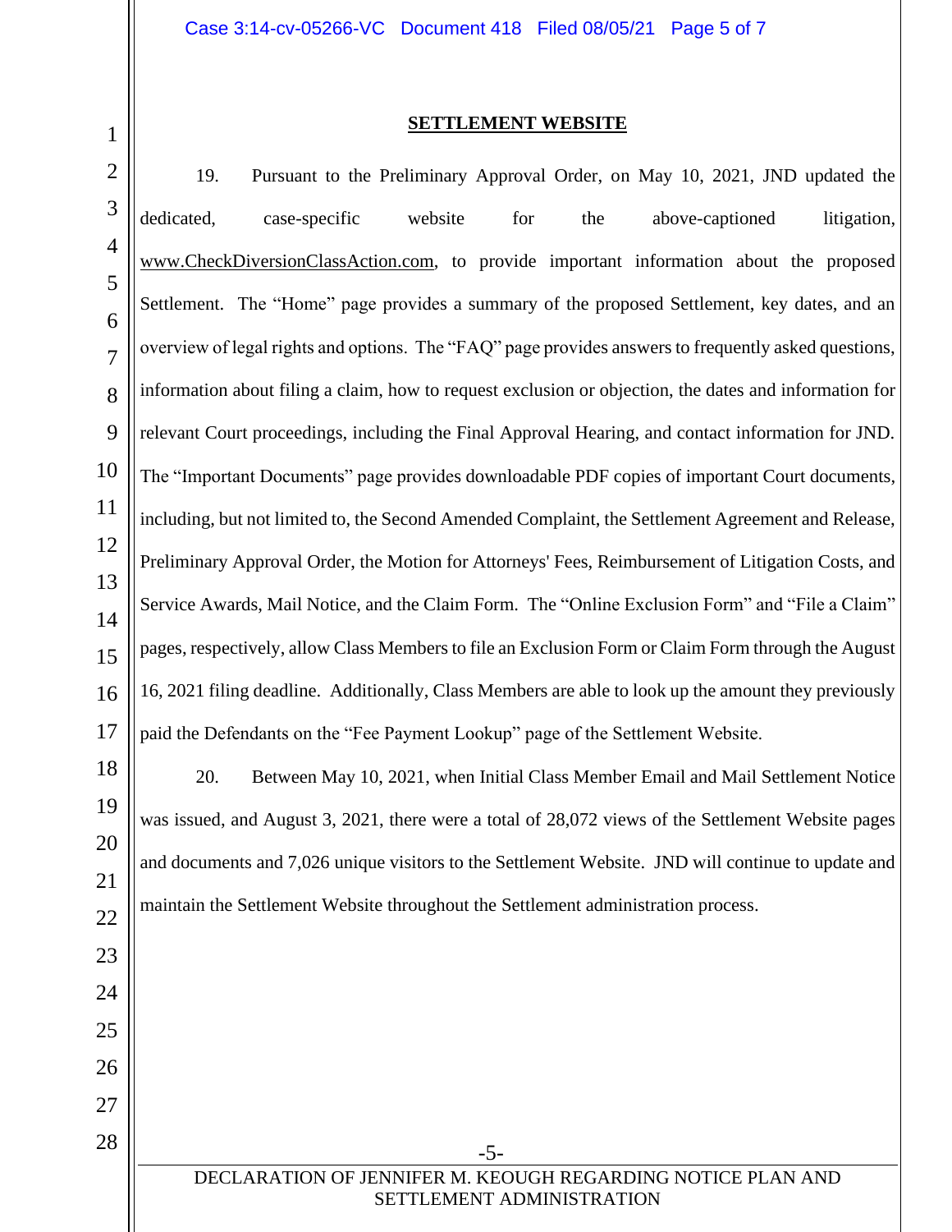## SETTLEMENT WEBSITE

19. Pursuant to the Preliminary Approval Order, on May 10, 2021, JND updated the dedicated, case-specific website for the above-captioned litigation, www.CheckDiversionClassAction.com, to provide important information about the proposed Settlement. The "Home" page provides a summary of the proposed Settlement, key dates, and an overview of legal rights and options. The "FAQ" page provides answers to frequently asked questions, information about filing a claim, how to request exclusion or objection, the dates and information for relevant Court proceedings, including the Final Approval Hearing, and contact information for JND. The "Important Documents" page provides downloadable PDF copies of important Court documents, including, but not limited to, the Second Amended Complaint, the Settlement Agreement and Release, Preliminary Approval Order, the Motion for Attorneys' Fees, Reimbursement of Litigation Costs, and Service Awards, Mail Notice, and the Claim Form. The "Online Exclusion Form" and "File a Claim" pages, respectively, allow Class Members to file an Exclusion Form or Claim Form through the August 16, 2021 filing deadline. Additionally, Class Members are able to look up the amount they previously paid the Defendants on the "Fee Payment Lookup" page of the Settlement Website.

20. Between May 10, 2021, when Initial Class Member Email and Mail Settlement Notice was issued, and August 3, 2021, there were a total of 28,072 views of the Settlement Website pages and documents and 7,026 unique visitors to the Settlement Website. JND will continue to update and maintain the Settlement Website throughout the Settlement administration process.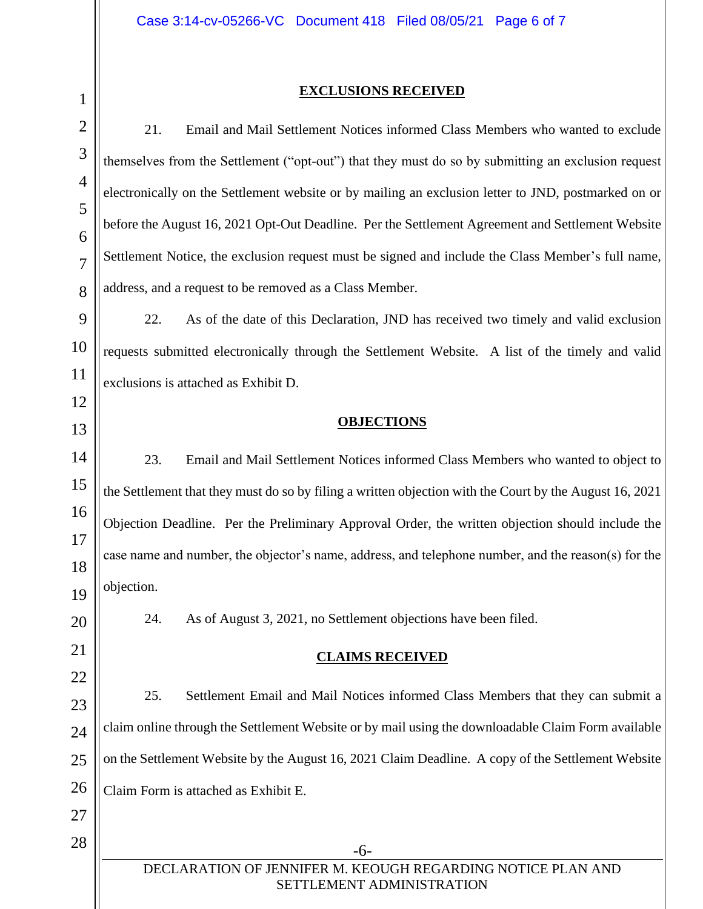## EXCLUSIONS RECEIVED

21. Email and Mail Settlement Notices informed Class Members who wanted to exclude themselves from the Settlement ("opt-out") that they must do so by submitting an exclusion request electronically on the Settlement website or by mailing an exclusion letter to JND, postmarked on or before the August 16, 2021 Opt-Out Deadline. Per the Settlement Agreement and Settlement Website Settlement Notice, the exclusion request must be signed and include the Class Member's full name, address, and a request to be removed as a Class Member.

22. As of the date of this Declaration, JND has received two timely and valid exclusion requests submitted electronically through the Settlement Website. A list of the timely and valid exclusions is attached as Exhibit D.

## OBJECTIONS

23. Email and Mail Settlement Notices informed Class Members who wanted to object to the Settlement that they must do so by filing a written objection with the Court by the August 16, 2021 Objection Deadline. Per the Preliminary Approval Order, the written objection should include the case name and number, the objector's name, address, and telephone number, and the reason(s) for the objection.

24. As of August 3, 2021, no Settlement objections have been filed.

## CLAIMS RECEIVED

25. Settlement Email and Mail Notices informed Class Members that they can submit a claim online through the Settlement Website or by mail using the downloadable Claim Form available on the Settlement Website by the August 16, 2021 Claim Deadline. A copy of the Settlement Website Claim Form is attached as Exhibit E.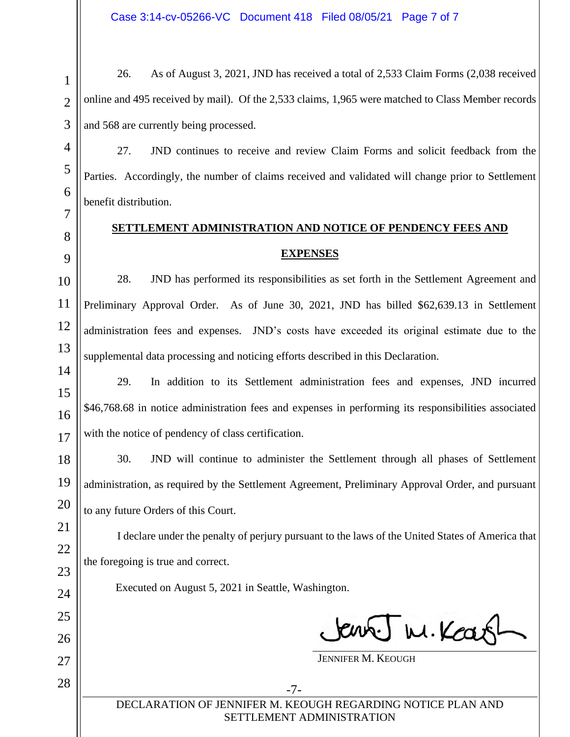26. As of August 3, 2021, JND has received a total of 2,533 Claim Forms (2,038 received online and 495 received by mail). Of the 2,533 claims, 1,965 were matched to Class Member records and 568 are currently being processed.

27. JND continues to receive and review Claim Forms and solicit feedback from the Parties. Accordingly, the number of claims received and validated will change prior to Settlement benefit distribution.

## SETTLEMENT ADMINISTRATION AND NOTICE OF PENDENCY FEES AND EXPENSES

28. JND has performed its responsibilities as set forth in the Settlement Agreement and Preliminary Approval Order. As of June 30, 2021, JND has billed $62,639.13 in Settlement administration fees and expenses. JND's costs have exceeded its original estimate due to the supplemental data processing and noticing efforts described in this Declaration.

29. In addition to its Settlement administration fees and expenses, JND incurred $46,768.68 in notice administration fees and expenses in performing its responsibilities associated with the notice of pendency of class certification.

30. JND will continue to administer the Settlement through all phases of Settlement administration, as required by the Settlement Agreement, Preliminary Approval Order, and pursuant to any future Orders of this Court.

I declare under the penalty of perjury pursuant to the laws of the United States of America that the foregoing is true and correct.

Executed on August 5, 2021 in Seattle, Washington.

Jennifer M. Keough

JENNIFER M. KEOUGH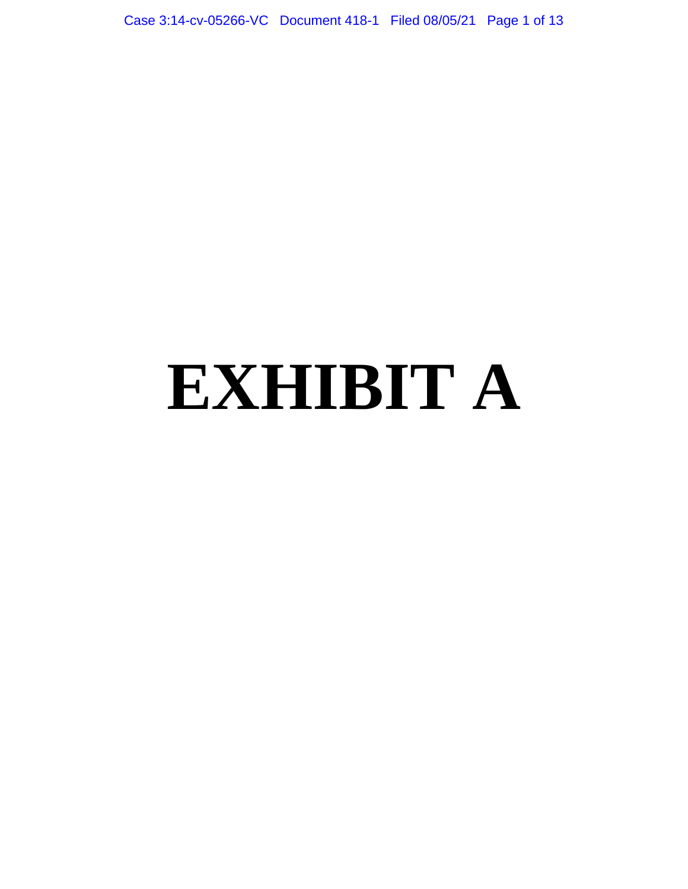# EXHIBIT A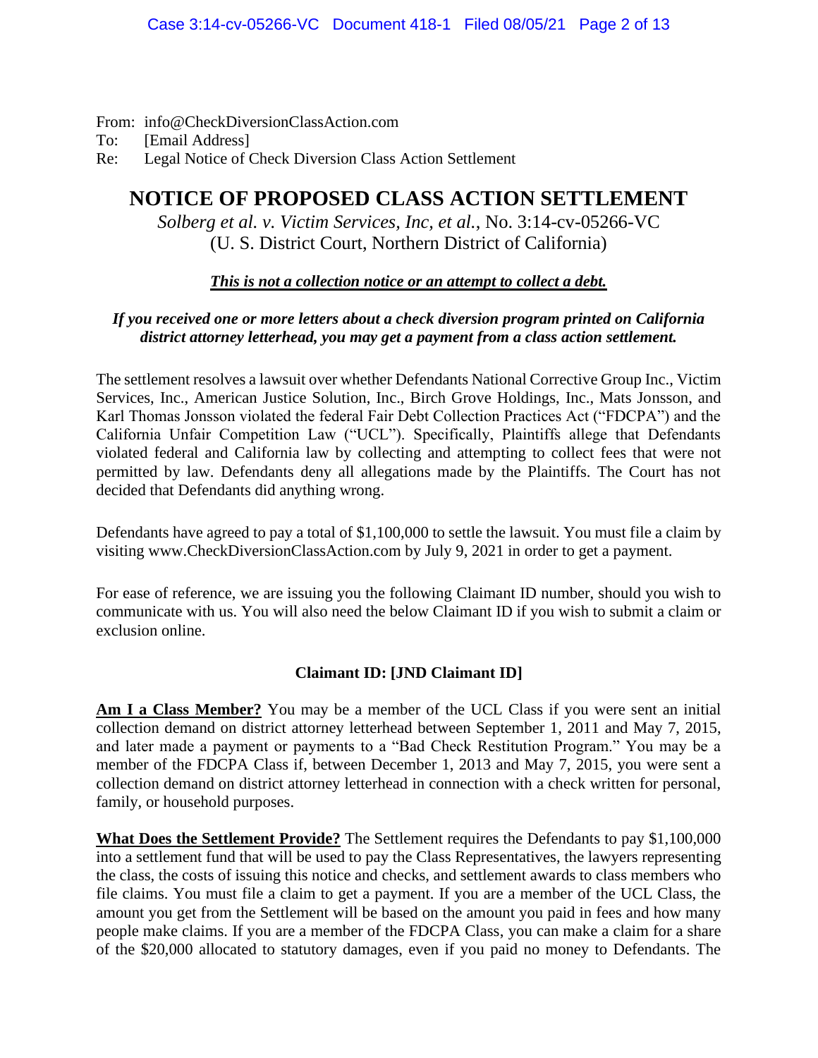From: info@CheckDiversionClassAction.com
To: [Email Address]
Re: Legal Notice of Check Diversion Class Action Settlement

# NOTICE OF PROPOSED CLASS ACTION SETTLEMENT

*Solberg et al. v. Victim Services, Inc, et al.*, No. 3:14-cv-05266-VC
(U. S. District Court, Northern District of California)

***This is not a collection notice or an attempt to collect a debt.***

***If you received one or more letters about a check diversion program printed on California district attorney letterhead, you may get a payment from a class action settlement.***

The settlement resolves a lawsuit over whether Defendants National Corrective Group Inc., Victim Services, Inc., American Justice Solution, Inc., Birch Grove Holdings, Inc., Mats Jonsson, and Karl Thomas Jonsson violated the federal Fair Debt Collection Practices Act ("FDCPA") and the California Unfair Competition Law ("UCL"). Specifically, Plaintiffs allege that Defendants violated federal and California law by collecting and attempting to collect fees that were not permitted by law. Defendants deny all allegations made by the Plaintiffs. The Court has not decided that Defendants did anything wrong.

Defendants have agreed to pay a total of $1,100,000 to settle the lawsuit. You must file a claim by visiting www.CheckDiversionClassAction.com by July 9, 2021 in order to get a payment.

For ease of reference, we are issuing you the following Claimant ID number, should you wish to communicate with us. You will also need the below Claimant ID if you wish to submit a claim or exclusion online.

**Claimant ID: [JND Claimant ID]**

**Am I a Class Member?** You may be a member of the UCL Class if you were sent an initial collection demand on district attorney letterhead between September 1, 2011 and May 7, 2015, and later made a payment or payments to a "Bad Check Restitution Program." You may be a member of the FDCPA Class if, between December 1, 2013 and May 7, 2015, you were sent a collection demand on district attorney letterhead in connection with a check written for personal, family, or household purposes.

**What Does the Settlement Provide?** The Settlement requires the Defendants to pay $1,100,000 into a settlement fund that will be used to pay the Class Representatives, the lawyers representing the class, the costs of issuing this notice and checks, and settlement awards to class members who file claims. You must file a claim to get a payment. If you are a member of the UCL Class, the amount you get from the Settlement will be based on the amount you paid in fees and how many people make claims. If you are a member of the FDCPA Class, you can make a claim for a share of the $20,000 allocated to statutory damages, even if you paid no money to Defendants. The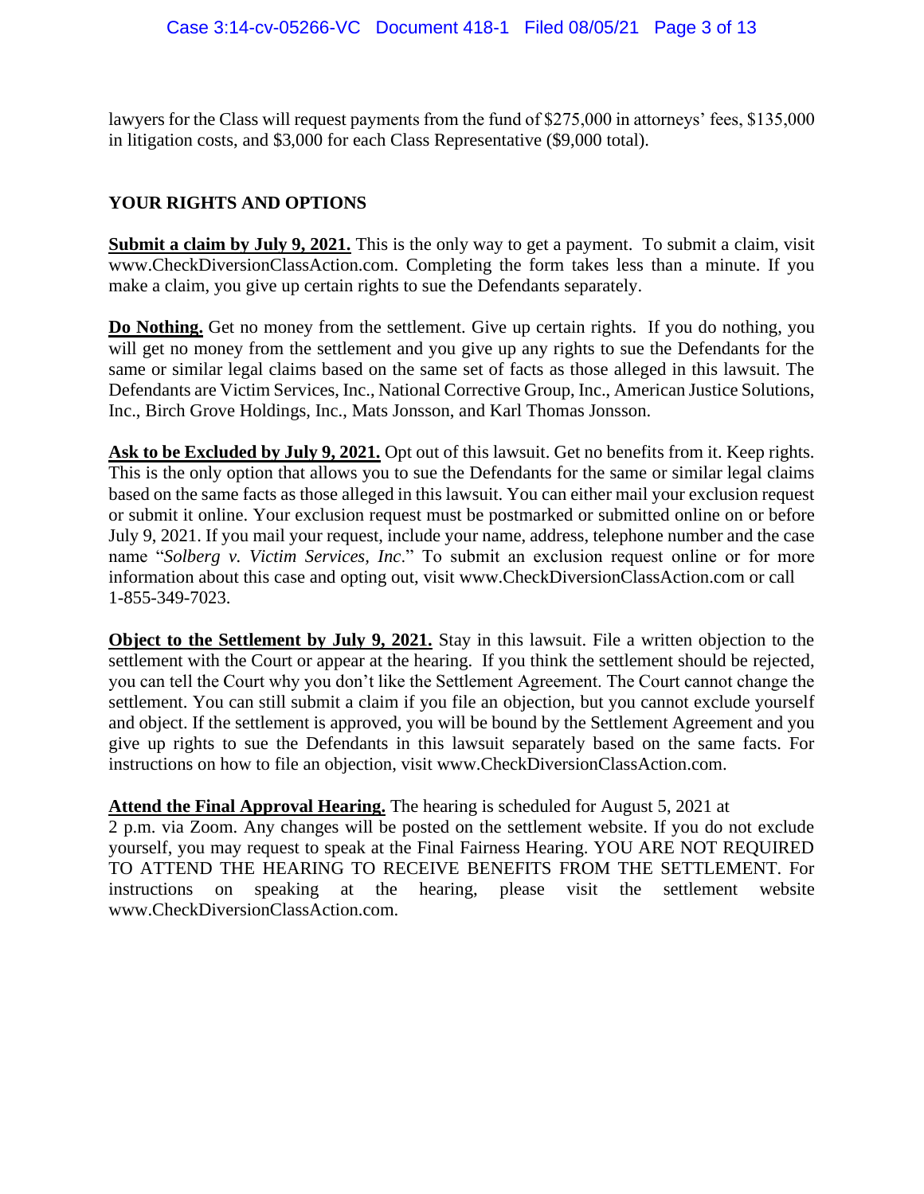lawyers for the Class will request payments from the fund of $275,000 in attorneys' fees, $135,000 in litigation costs, and $3,000 for each Class Representative ($9,000 total).

## YOUR RIGHTS AND OPTIONS

**Submit a claim by July 9, 2021.** This is the only way to get a payment. To submit a claim, visit www.CheckDiversionClassAction.com. Completing the form takes less than a minute. If you make a claim, you give up certain rights to sue the Defendants separately.

**Do Nothing.** Get no money from the settlement. Give up certain rights. If you do nothing, you will get no money from the settlement and you give up any rights to sue the Defendants for the same or similar legal claims based on the same set of facts as those alleged in this lawsuit. The Defendants are Victim Services, Inc., National Corrective Group, Inc., American Justice Solutions, Inc., Birch Grove Holdings, Inc., Mats Jonsson, and Karl Thomas Jonsson.

**Ask to be Excluded by July 9, 2021.** Opt out of this lawsuit. Get no benefits from it. Keep rights. This is the only option that allows you to sue the Defendants for the same or similar legal claims based on the same facts as those alleged in this lawsuit. You can either mail your exclusion request or submit it online. Your exclusion request must be postmarked or submitted online on or before July 9, 2021. If you mail your request, include your name, address, telephone number and the case name "*Solberg v. Victim Services, Inc*." To submit an exclusion request online or for more information about this case and opting out, visit www.CheckDiversionClassAction.com or call 1-855-349-7023.

**Object to the Settlement by July 9, 2021.** Stay in this lawsuit. File a written objection to the settlement with the Court or appear at the hearing. If you think the settlement should be rejected, you can tell the Court why you don't like the Settlement Agreement. The Court cannot change the settlement. You can still submit a claim if you file an objection, but you cannot exclude yourself and object. If the settlement is approved, you will be bound by the Settlement Agreement and you give up rights to sue the Defendants in this lawsuit separately based on the same facts. For instructions on how to file an objection, visit www.CheckDiversionClassAction.com.

**Attend the Final Approval Hearing.** The hearing is scheduled for August 5, 2021 at 2 p.m. via Zoom. Any changes will be posted on the settlement website. If you do not exclude yourself, you may request to speak at the Final Fairness Hearing. YOU ARE NOT REQUIRED TO ATTEND THE HEARING TO RECEIVE BENEFITS FROM THE SETTLEMENT. For instructions on speaking at the hearing, please visit the settlement website www.CheckDiversionClassAction.com.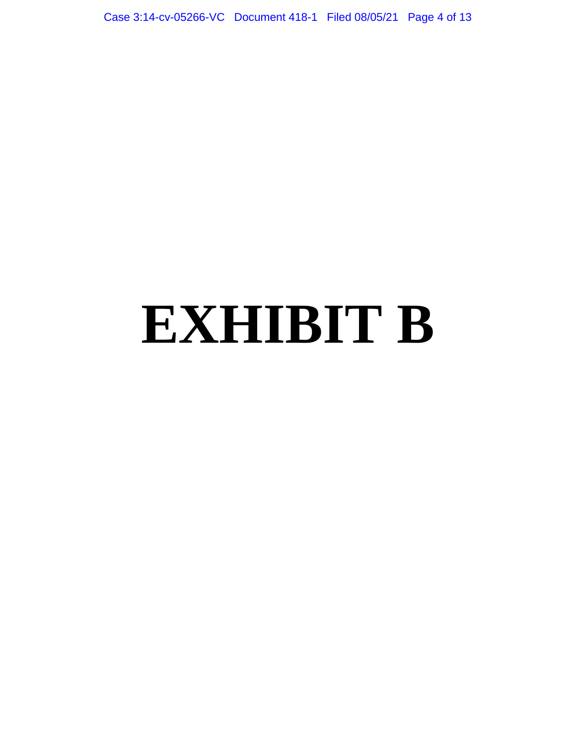# EXHIBIT B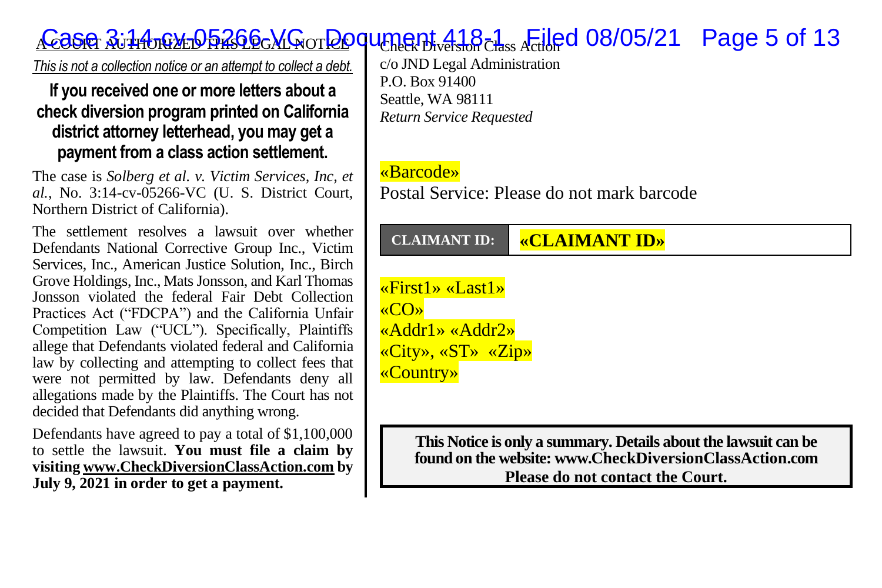A COURT AUTHORIZED THIS LEGAL NOTICE

*This is not a collection notice or an attempt to collect a debt.*

## If you received one or more letters about a check diversion program printed on California district attorney letterhead, you may get a payment from a class action settlement.

The case is *Solberg et al. v. Victim Services, Inc, et al.*, No. 3:14-cv-05266-VC (U. S. District Court, Northern District of California).

The settlement resolves a lawsuit over whether Defendants National Corrective Group Inc., Victim Services, Inc., American Justice Solution, Inc., Birch Grove Holdings, Inc., Mats Jonsson, and Karl Thomas Jonsson violated the federal Fair Debt Collection Practices Act ("FDCPA") and the California Unfair Competition Law ("UCL"). Specifically, Plaintiffs allege that Defendants violated federal and California law by collecting and attempting to collect fees that were not permitted by law. Defendants deny all allegations made by the Plaintiffs. The Court has not decided that Defendants did anything wrong.

Defendants have agreed to pay a total of $1,100,000 to settle the lawsuit. **You must file a claim by visiting www.CheckDiversionClassAction.com by July 9, 2021 in order to get a payment.**

Check Diversion Class Action
c/o JND Legal Administration
P.O. Box 91400
Seattle, WA 98111
*Return Service Requested*

«Barcode»
Postal Service: Please do not mark barcode

| CLAIMANT ID: | «CLAIMANT ID» |
|---|---|

«First1» «Last1»
«CO»
«Addr1» «Addr2»
«City», «ST» «Zip»
«Country»

**This Notice is only a summary. Details about the lawsuit can be found on the website: www.CheckDiversionClassAction.com**
**Please do not contact the Court.**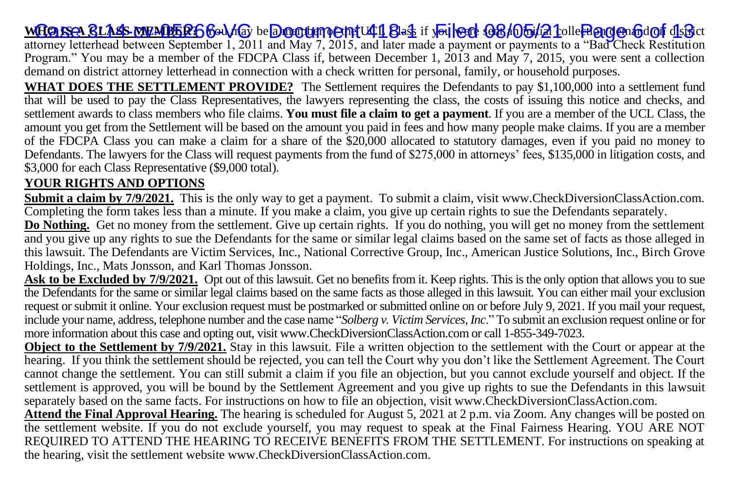**WHO IS A CLASS MEMBER?** You may be a member of the UCL Class if you were sent an initial collection demand on district attorney letterhead between September 1, 2011 and May 7, 2015, and later made a payment or payments to a "Bad Check Restitution Program." You may be a member of the FDCPA Class if, between December 1, 2013 and May 7, 2015, you were sent a collection demand on district attorney letterhead in connection with a check written for personal, family, or household purposes.

**WHAT DOES THE SETTLEMENT PROVIDE?** The Settlement requires the Defendants to pay $1,100,000 into a settlement fund that will be used to pay the Class Representatives, the lawyers representing the class, the costs of issuing this notice and checks, and settlement awards to class members who file claims. **You must file a claim to get a payment**. If you are a member of the UCL Class, the amount you get from the Settlement will be based on the amount you paid in fees and how many people make claims. If you are a member of the FDCPA Class you can make a claim for a share of the $20,000 allocated to statutory damages, even if you paid no money to Defendants. The lawyers for the Class will request payments from the fund of $275,000 in attorneys' fees, $135,000 in litigation costs, and $3,000 for each Class Representative ($9,000 total).

## YOUR RIGHTS AND OPTIONS

**Submit a claim by 7/9/2021.** This is the only way to get a payment. To submit a claim, visit www.CheckDiversionClassAction.com. Completing the form takes less than a minute. If you make a claim, you give up certain rights to sue the Defendants separately.

**Do Nothing.** Get no money from the settlement. Give up certain rights. If you do nothing, you will get no money from the settlement and you give up any rights to sue the Defendants for the same or similar legal claims based on the same set of facts as those alleged in this lawsuit. The Defendants are Victim Services, Inc., National Corrective Group, Inc., American Justice Solutions, Inc., Birch Grove Holdings, Inc., Mats Jonsson, and Karl Thomas Jonsson.

**Ask to be Excluded by 7/9/2021.** Opt out of this lawsuit. Get no benefits from it. Keep rights. This is the only option that allows you to sue the Defendants for the same or similar legal claims based on the same facts as those alleged in this lawsuit. You can either mail your exclusion request or submit it online. Your exclusion request must be postmarked or submitted online on or before July 9, 2021. If you mail your request, include your name, address, telephone number and the case name "*Solberg v. Victim Services, Inc*." To submit an exclusion request online or for more information about this case and opting out, visit www.CheckDiversionClassAction.com or call 1-855-349-7023.

**Object to the Settlement by 7/9/2021.** Stay in this lawsuit. File a written objection to the settlement with the Court or appear at the hearing. If you think the settlement should be rejected, you can tell the Court why you don't like the Settlement Agreement. The Court cannot change the settlement. You can still submit a claim if you file an objection, but you cannot exclude yourself and object. If the settlement is approved, you will be bound by the Settlement Agreement and you give up rights to sue the Defendants in this lawsuit separately based on the same facts. For instructions on how to file an objection, visit www.CheckDiversionClassAction.com.

**Attend the Final Approval Hearing.** The hearing is scheduled for August 5, 2021 at 2 p.m. via Zoom. Any changes will be posted on the settlement website. If you do not exclude yourself, you may request to speak at the Final Fairness Hearing. YOU ARE NOT REQUIRED TO ATTEND THE HEARING TO RECEIVE BENEFITS FROM THE SETTLEMENT. For instructions on speaking at the hearing, visit the settlement website www.CheckDiversionClassAction.com.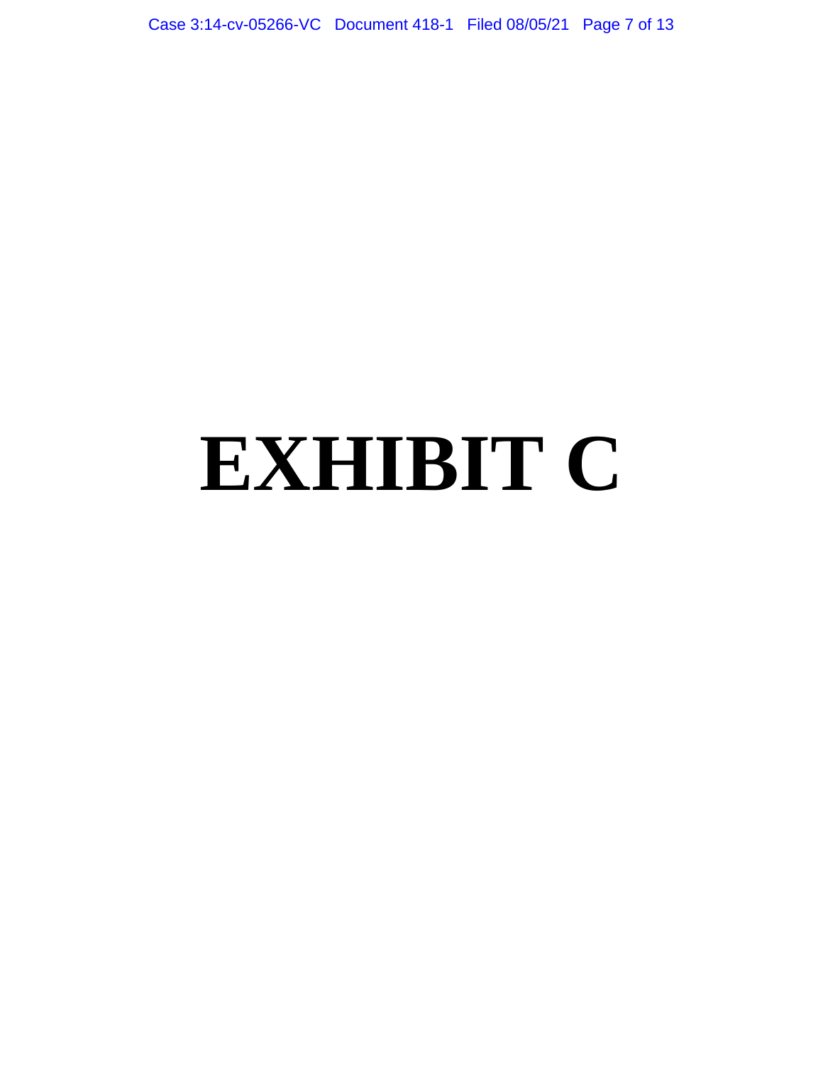# EXHIBIT C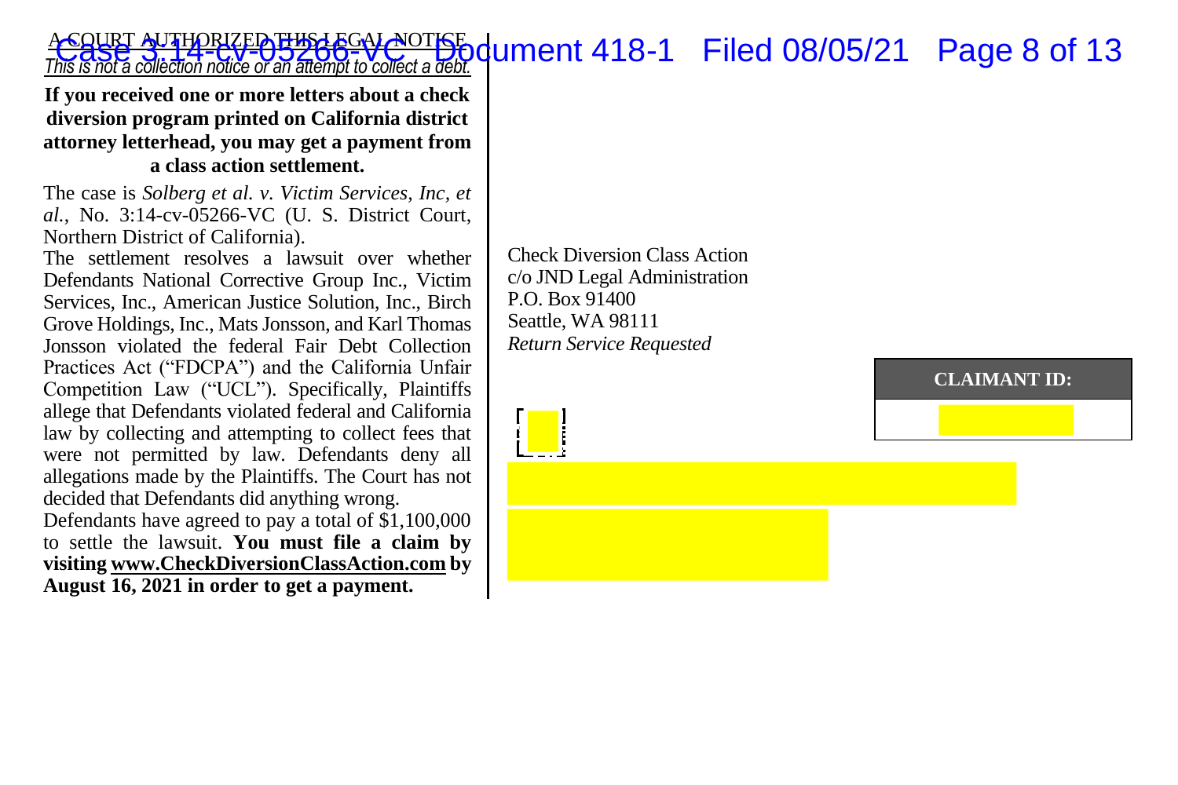A COURT AUTHORIZED THIS LEGAL NOTICE

*This is not a collection notice or an attempt to collect a debt.*

**If you received one or more letters about a check diversion program printed on California district attorney letterhead, you may get a payment from a class action settlement.**

The case is *Solberg et al. v. Victim Services, Inc, et al.*, No. 3:14-cv-05266-VC (U. S. District Court, Northern District of California).

The settlement resolves a lawsuit over whether Defendants National Corrective Group Inc., Victim Services, Inc., American Justice Solution, Inc., Birch Grove Holdings, Inc., Mats Jonsson, and Karl Thomas Jonsson violated the federal Fair Debt Collection Practices Act ("FDCPA") and the California Unfair Competition Law ("UCL"). Specifically, Plaintiffs allege that Defendants violated federal and California law by collecting and attempting to collect fees that were not permitted by law. Defendants deny all allegations made by the Plaintiffs. The Court has not decided that Defendants did anything wrong.

Defendants have agreed to pay a total of $1,100,000 to settle the lawsuit. **You must file a claim by visiting www.CheckDiversionClassAction.com by August 16, 2021 in order to get a payment.**

Check Diversion Class Action
c/o JND Legal Administration
P.O. Box 91400
Seattle, WA 98111
*Return Service Requested*

**CLAIMANT ID:**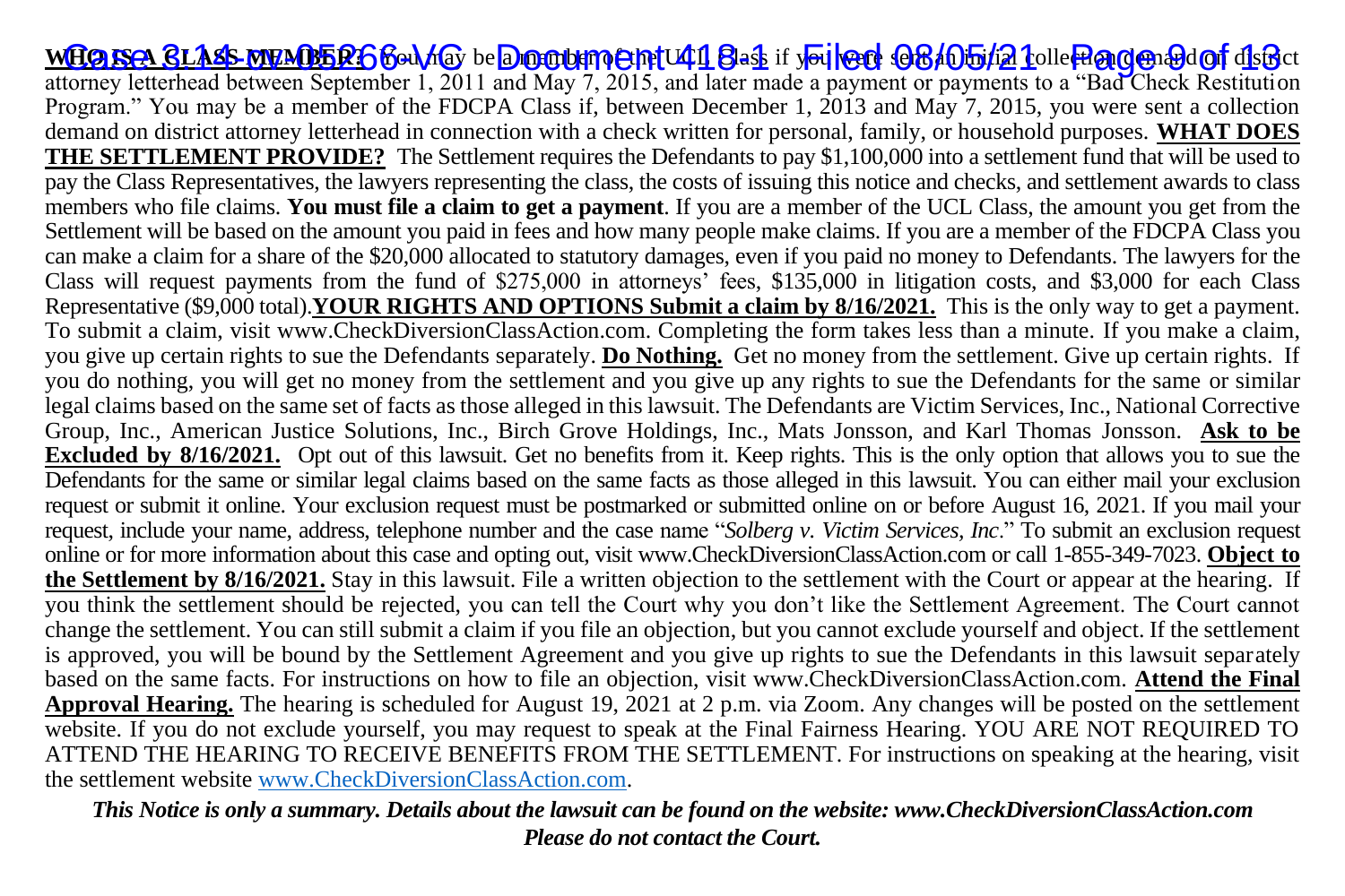**WHO IS A CLASS MEMBER?** You may be a member of the UCL Class if you were sent an initial collection demand on district attorney letterhead between September 1, 2011 and May 7, 2015, and later made a payment or payments to a "Bad Check Restitution Program." You may be a member of the FDCPA Class if, between December 1, 2013 and May 7, 2015, you were sent a collection demand on district attorney letterhead in connection with a check written for personal, family, or household purposes. **WHAT DOES THE SETTLEMENT PROVIDE?** The Settlement requires the Defendants to pay $1,100,000 into a settlement fund that will be used to pay the Class Representatives, the lawyers representing the class, the costs of issuing this notice and checks, and settlement awards to class members who file claims. **You must file a claim to get a payment**. If you are a member of the UCL Class, the amount you get from the Settlement will be based on the amount you paid in fees and how many people make claims. If you are a member of the FDCPA Class you can make a claim for a share of the $20,000 allocated to statutory damages, even if you paid no money to Defendants. The lawyers for the Class will request payments from the fund of $275,000 in attorneys' fees, $135,000 in litigation costs, and $3,000 for each Class Representative ($9,000 total).**YOUR RIGHTS AND OPTIONS Submit a claim by 8/16/2021.** This is the only way to get a payment. To submit a claim, visit www.CheckDiversionClassAction.com. Completing the form takes less than a minute. If you make a claim, you give up certain rights to sue the Defendants separately. **Do Nothing.** Get no money from the settlement. Give up certain rights. If you do nothing, you will get no money from the settlement and you give up any rights to sue the Defendants for the same or similar legal claims based on the same set of facts as those alleged in this lawsuit. The Defendants are Victim Services, Inc., National Corrective Group, Inc., American Justice Solutions, Inc., Birch Grove Holdings, Inc., Mats Jonsson, and Karl Thomas Jonsson. **Ask to be Excluded by 8/16/2021.** Opt out of this lawsuit. Get no benefits from it. Keep rights. This is the only option that allows you to sue the Defendants for the same or similar legal claims based on the same facts as those alleged in this lawsuit. You can either mail your exclusion request or submit it online. Your exclusion request must be postmarked or submitted online on or before August 16, 2021. If you mail your request, include your name, address, telephone number and the case name "*Solberg v. Victim Services, Inc*." To submit an exclusion request online or for more information about this case and opting out, visit www.CheckDiversionClassAction.com or call 1-855-349-7023. **Object to the Settlement by 8/16/2021.** Stay in this lawsuit. File a written objection to the settlement with the Court or appear at the hearing. If you think the settlement should be rejected, you can tell the Court why you don't like the Settlement Agreement. The Court cannot change the settlement. You can still submit a claim if you file an objection, but you cannot exclude yourself and object. If the settlement is approved, you will be bound by the Settlement Agreement and you give up rights to sue the Defendants in this lawsuit separately based on the same facts. For instructions on how to file an objection, visit www.CheckDiversionClassAction.com. **Attend the Final Approval Hearing.** The hearing is scheduled for August 19, 2021 at 2 p.m. via Zoom. Any changes will be posted on the settlement website. If you do not exclude yourself, you may request to speak at the Final Fairness Hearing. YOU ARE NOT REQUIRED TO ATTEND THE HEARING TO RECEIVE BENEFITS FROM THE SETTLEMENT. For instructions on speaking at the hearing, visit the settlement website www.CheckDiversionClassAction.com.

***This Notice is only a summary. Details about the lawsuit can be found on the website: www.CheckDiversionClassAction.com***
***Please do not contact the Court.***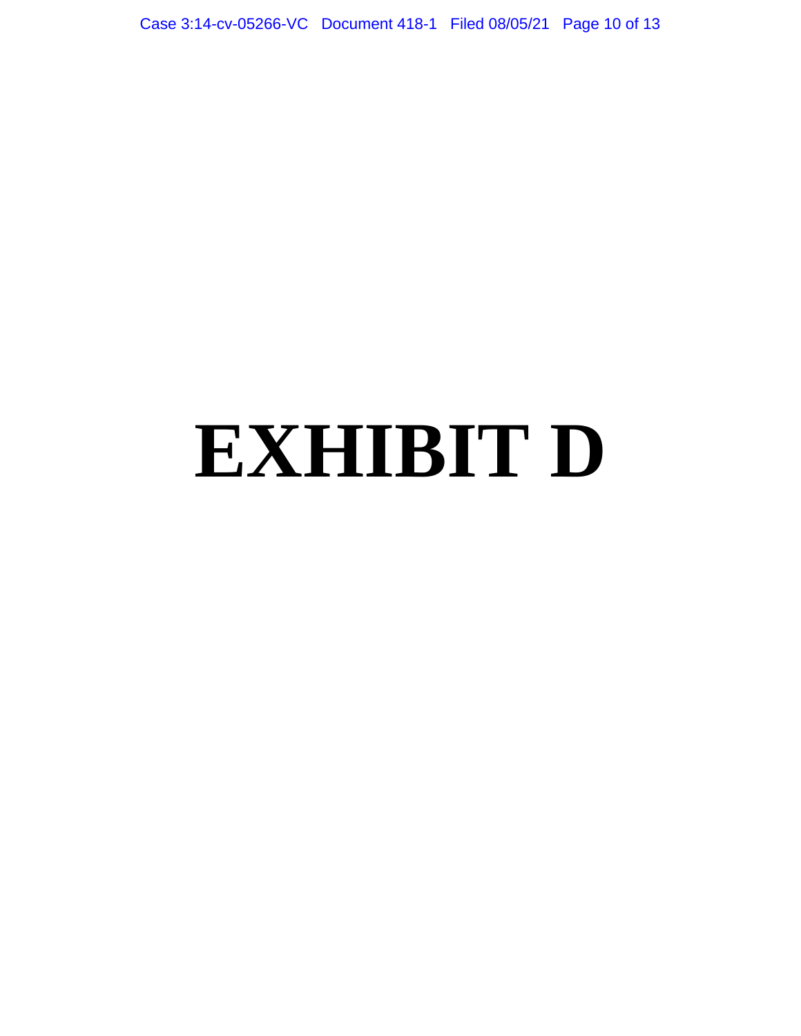# EXHIBIT D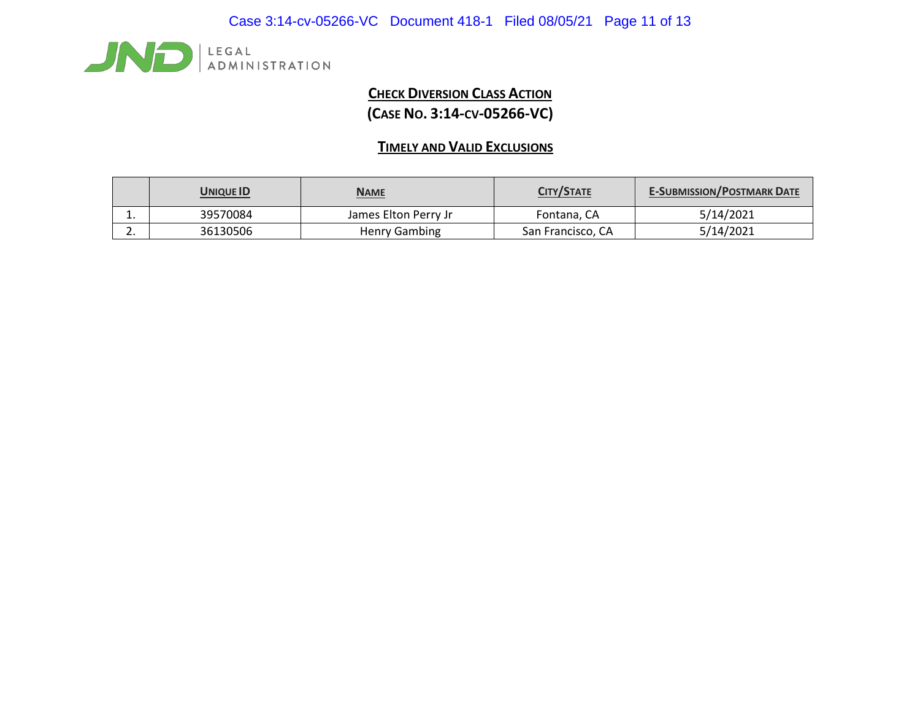JND LEGAL ADMINISTRATION

## CHECK DIVERSION CLASS ACTION
## (CASE NO. 3:14-CV-05266-VC)

### TIMELY AND VALID EXCLUSIONS

| | UNIQUE ID | NAME | CITY/STATE | E-SUBMISSION/POSTMARK DATE |
|---|---|---|---|---|
| 1. | 39570084 | James Elton Perry Jr | Fontana, CA | 5/14/2021 |
| 2. | 36130506 | Henry Gambing | San Francisco, CA | 5/14/2021 |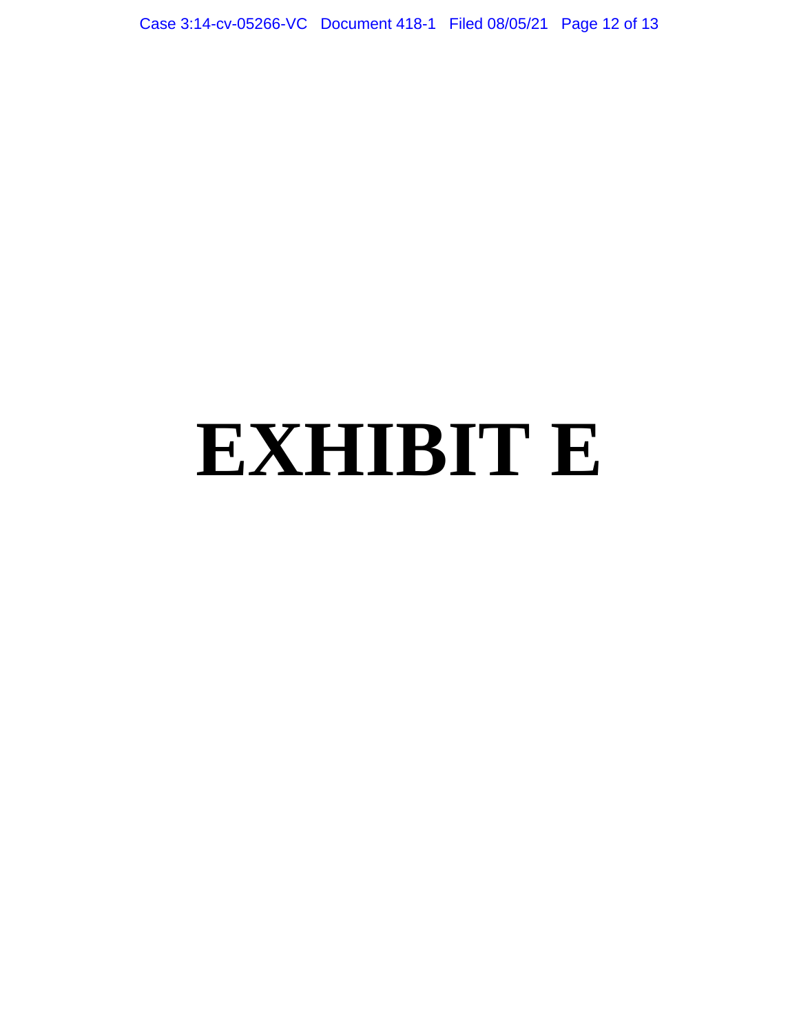# EXHIBIT E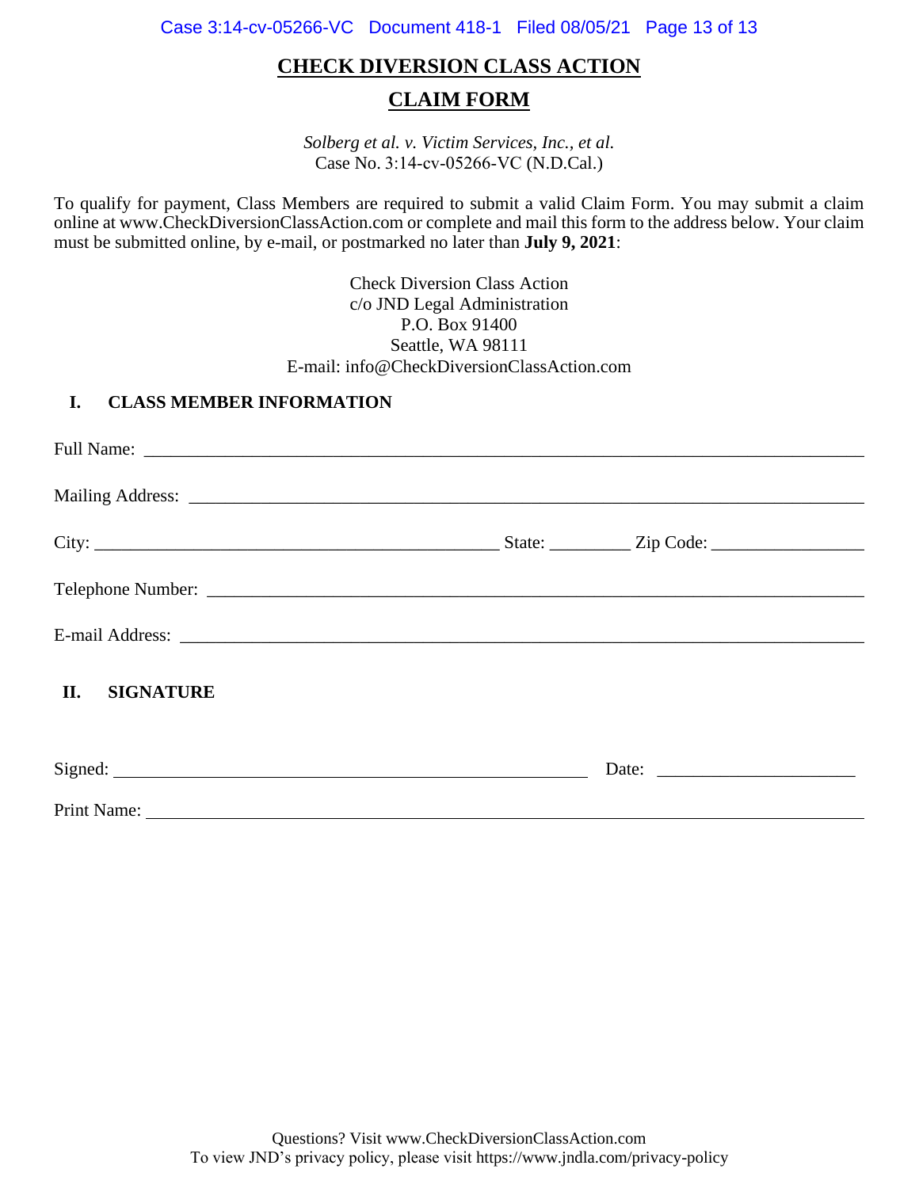# CHECK DIVERSION CLASS ACTION

# CLAIM FORM

*Solberg et al. v. Victim Services, Inc., et al.*
Case No. 3:14-cv-05266-VC (N.D.Cal.)

To qualify for payment, Class Members are required to submit a valid Claim Form. You may submit a claim online at www.CheckDiversionClassAction.com or complete and mail this form to the address below. Your claim must be submitted online, by e-mail, or postmarked no later than **July 9, 2021**:

Check Diversion Class Action
c/o JND Legal Administration
P.O. Box 91400
Seattle, WA 98111
E-mail: info@CheckDiversionClassAction.com

## I. CLASS MEMBER INFORMATION

Full Name: ____________________________________________________________________________

Mailing Address: _______________________________________________________________________

City: ___________________________________________ State: _________ Zip Code: _________________

Telephone Number: _____________________________________________________________________

E-mail Address: _______________________________________________________________________

## II. SIGNATURE

Signed: ______________________________________________________ Date: ______________________

Print Name: ___________________________________________________________________________

Questions? Visit www.CheckDiversionClassAction.com
To view JND's privacy policy, please visit https://www.jndla.com/privacy-policy